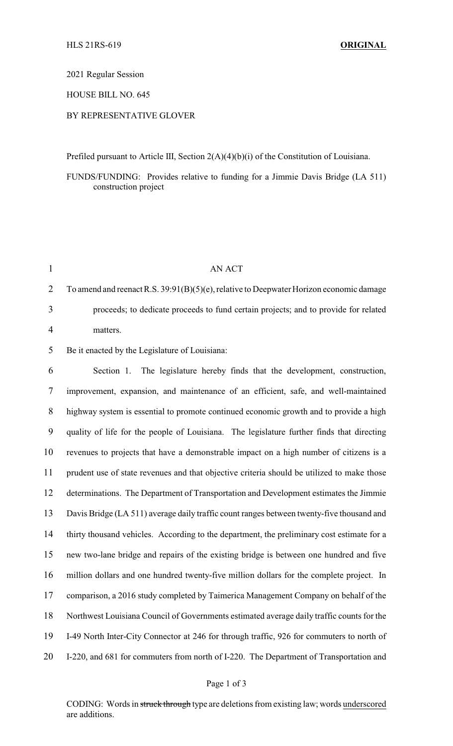HLS 21RS-619 **ORIGINAL**

2021 Regular Session

HOUSE BILL NO. 645

BY REPRESENTATIVE GLOVER

Prefiled pursuant to Article III, Section 2(A)(4)(b)(i) of the Constitution of Louisiana.

FUNDS/FUNDING: Provides relative to funding for a Jimmie Davis Bridge (LA 511) construction project

AN ACT

To amend and reenact R.S. 39:91(B)(5)(e), relative to Deepwater Horizon economic damage proceeds; to dedicate proceeds to fund certain projects; and to provide for related matters.

Be it enacted by the Legislature of Louisiana:

Section 1. The legislature hereby finds that the development, construction, improvement, expansion, and maintenance of an efficient, safe, and well-maintained highway system is essential to promote continued economic growth and to provide a high quality of life for the people of Louisiana. The legislature further finds that directing revenues to projects that have a demonstrable impact on a high number of citizens is a prudent use of state revenues and that objective criteria should be utilized to make those determinations. The Department of Transportation and Development estimates the Jimmie Davis Bridge (LA 511) average daily traffic count ranges between twenty-five thousand and thirty thousand vehicles. According to the department, the preliminary cost estimate for a new two-lane bridge and repairs of the existing bridge is between one hundred and five million dollars and one hundred twenty-five million dollars for the complete project. In comparison, a 2016 study completed by Taimerica Management Company on behalf of the Northwest Louisiana Council of Governments estimated average daily traffic counts for the I-49 North Inter-City Connector at 246 for through traffic, 926 for commuters to north of I-220, and 681 for commuters from north of I-220. The Department of Transportation and

CODING: Words in ~~struck through~~ type are deletions from existing law; words underscored are additions.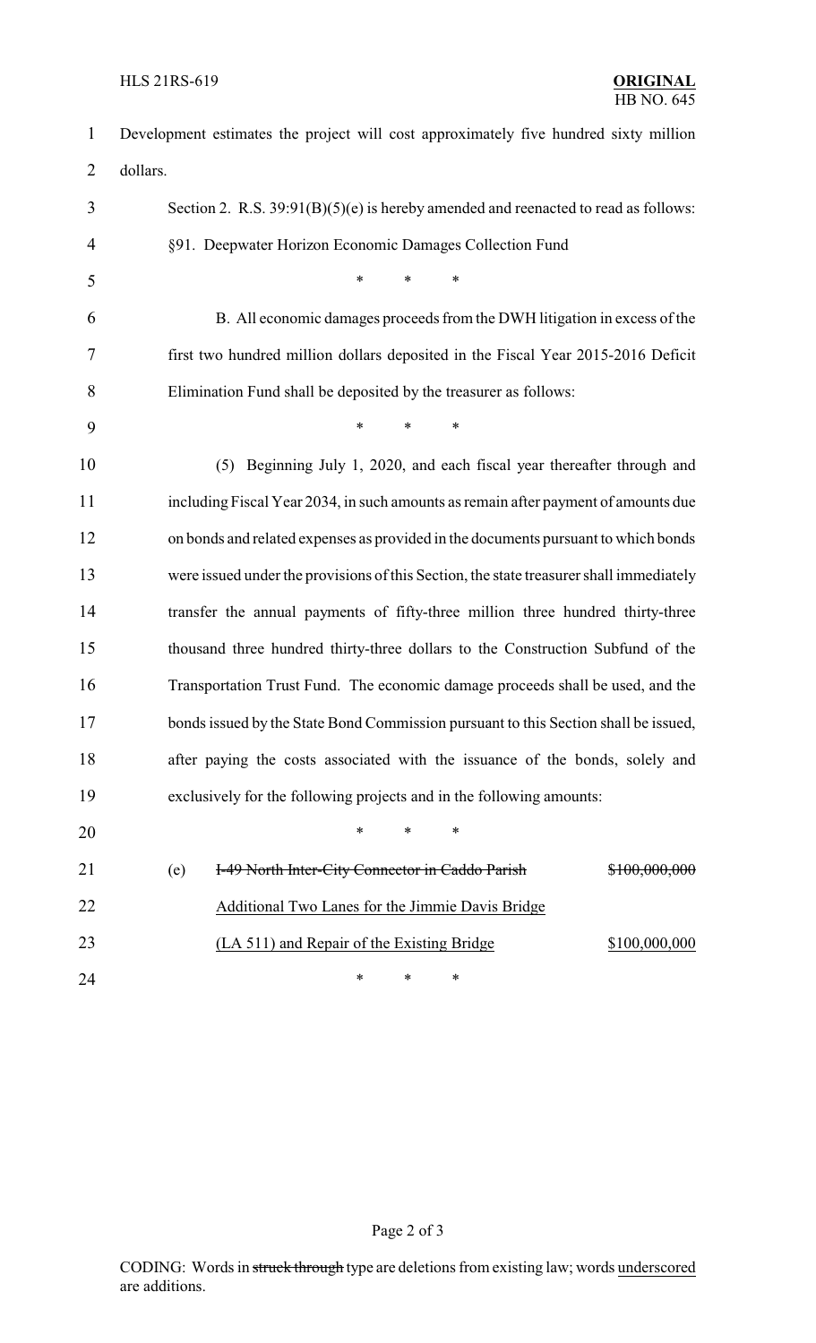Development estimates the project will cost approximately five hundred sixty million dollars.

Section 2. R.S. 39:91(B)(5)(e) is hereby amended and reenacted to read as follows:

§91. Deepwater Horizon Economic Damages Collection Fund

\* \* \*

B. All economic damages proceeds from the DWH litigation in excess of the first two hundred million dollars deposited in the Fiscal Year 2015-2016 Deficit Elimination Fund shall be deposited by the treasurer as follows:

\* \* \*

(5) Beginning July 1, 2020, and each fiscal year thereafter through and including Fiscal Year 2034, in such amounts as remain after payment of amounts due on bonds and related expenses as provided in the documents pursuant to which bonds were issued under the provisions of this Section, the state treasurer shall immediately transfer the annual payments of fifty-three million three hundred thirty-three thousand three hundred thirty-three dollars to the Construction Subfund of the Transportation Trust Fund. The economic damage proceeds shall be used, and the bonds issued by the State Bond Commission pursuant to this Section shall be issued, after paying the costs associated with the issuance of the bonds, solely and exclusively for the following projects and in the following amounts:

\* \* \*

(e) ~~I-49 North Inter-City Connector in Caddo Parish~~ ~~$100,000,000~~

<u>Additional Two Lanes for the Jimmie Davis Bridge</u>

<u>(LA 511) and Repair of the Existing Bridge</u> <u>$100,000,000</u>

\* \* \*

CODING: Words in ~~struck through~~ type are deletions from existing law; words <u>underscored</u> are additions.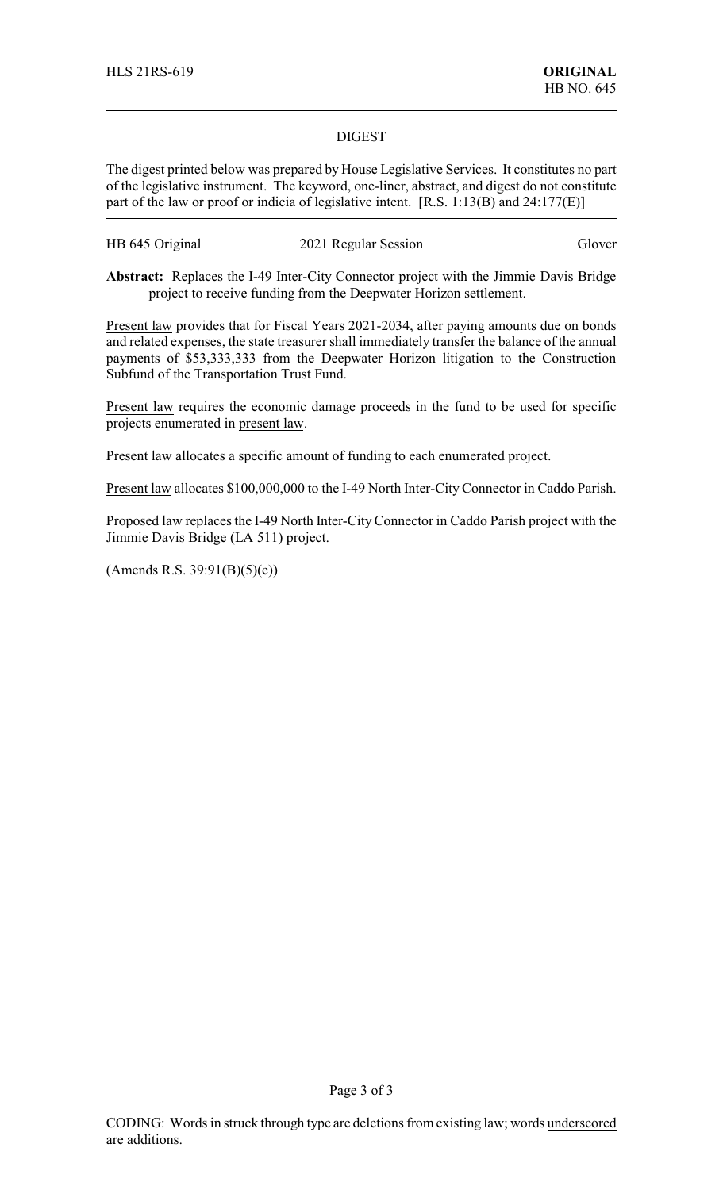HLS 21RS-619 **ORIGINAL**
HB NO. 645

## DIGEST

The digest printed below was prepared by House Legislative Services. It constitutes no part of the legislative instrument. The keyword, one-liner, abstract, and digest do not constitute part of the law or proof or indicia of legislative intent. [R.S. 1:13(B) and 24:177(E)]

HB 645 Original 2021 Regular Session Glover

**Abstract:** Replaces the I-49 Inter-City Connector project with the Jimmie Davis Bridge project to receive funding from the Deepwater Horizon settlement.

Present law provides that for Fiscal Years 2021-2034, after paying amounts due on bonds and related expenses, the state treasurer shall immediately transfer the balance of the annual payments of $53,333,333 from the Deepwater Horizon litigation to the Construction Subfund of the Transportation Trust Fund.

Present law requires the economic damage proceeds in the fund to be used for specific projects enumerated in present law.

Present law allocates a specific amount of funding to each enumerated project.

Present law allocates $100,000,000 to the I-49 North Inter-City Connector in Caddo Parish.

Proposed law replaces the I-49 North Inter-City Connector in Caddo Parish project with the Jimmie Davis Bridge (LA 511) project.

(Amends R.S. 39:91(B)(5)(e))

CODING: Words in ~~struck through~~ type are deletions from existing law; words underscored are additions.